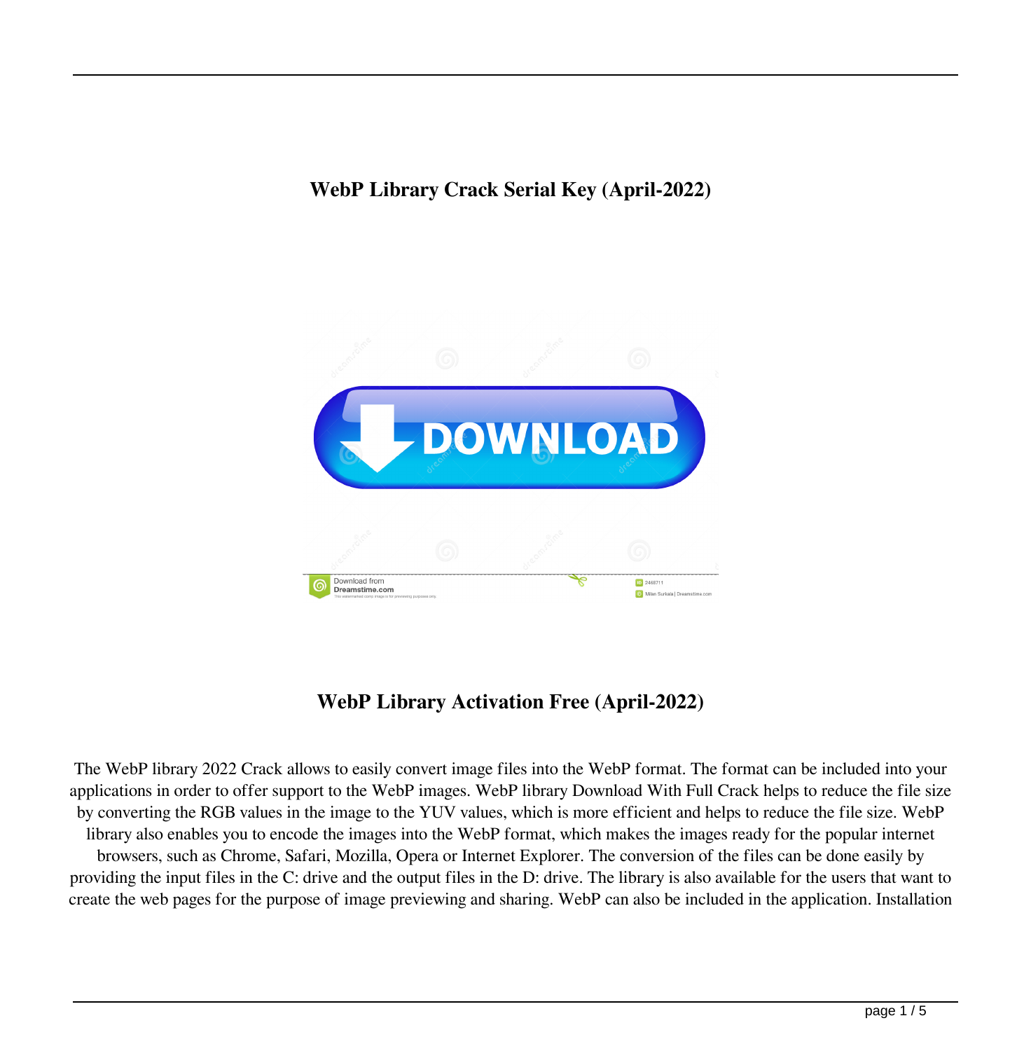# WebP Library Crack Serial Key (April-2022)

## WebP Library Activation Free (April-2022)

The WebP library 2022 Crack allows to easily convert image files into the WebP format. The format can be included into your applications in order to offer support to the WebP images. WebP library Download With Full Crack helps to reduce the file size by converting the RGB values in the image to the YUV values, which is more efficient and helps to reduce the file size. WebP library also enables you to encode the images into the WebP format, which makes the images ready for the popular internet browsers, such as Chrome, Safari, Mozilla, Opera or Internet Explorer. The conversion of the files can be done easily by providing the input files in the C: drive and the output files in the D: drive. The library is also available for the users that want to create the web pages for the purpose of image previewing and sharing. WebP can also be included in the application. Installation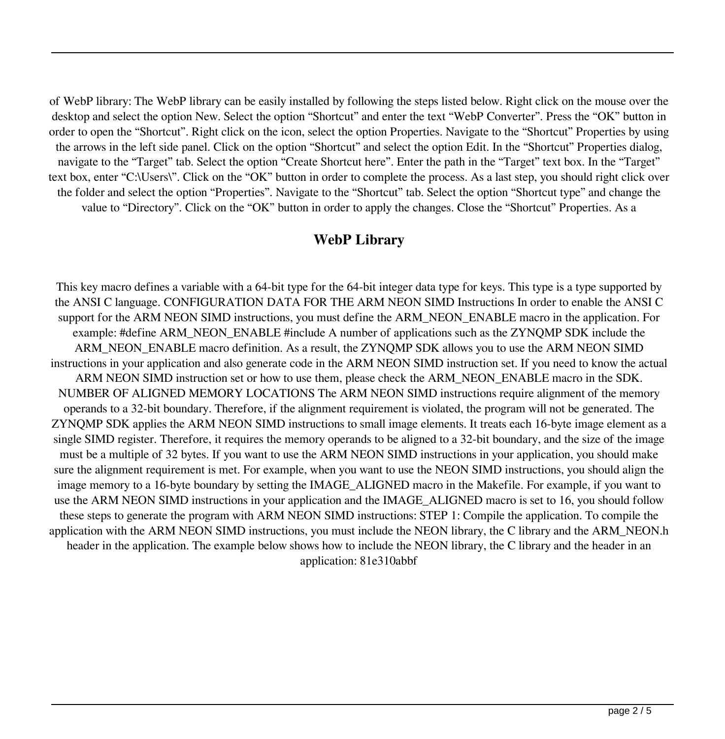of WebP library: The WebP library can be easily installed by following the steps listed below. Right click on the mouse over the desktop and select the option New. Select the option "Shortcut" and enter the text "WebP Converter". Press the "OK" button in order to open the "Shortcut". Right click on the icon, select the option Properties. Navigate to the "Shortcut" Properties by using the arrows in the left side panel. Click on the option "Shortcut" and select the option Edit. In the "Shortcut" Properties dialog, navigate to the "Target" tab. Select the option "Create Shortcut here". Enter the path in the "Target" text box. In the "Target" text box, enter "C:\Users\". Click on the "OK" button in order to complete the process. As a last step, you should right click over the folder and select the option "Properties". Navigate to the "Shortcut" tab. Select the option "Shortcut type" and change the value to "Directory". Click on the "OK" button in order to apply the changes. Close the "Shortcut" Properties. As a

## WebP Library

This key macro defines a variable with a 64-bit type for the 64-bit integer data type for keys. This type is a type supported by the ANSI C language. CONFIGURATION DATA FOR THE ARM NEON SIMD Instructions In order to enable the ANSI C support for the ARM NEON SIMD instructions, you must define the ARM_NEON_ENABLE macro in the application. For example: #define ARM_NEON_ENABLE #include A number of applications such as the ZYNQMP SDK include the ARM_NEON_ENABLE macro definition. As a result, the ZYNQMP SDK allows you to use the ARM NEON SIMD instructions in your application and also generate code in the ARM NEON SIMD instruction set. If you need to know the actual ARM NEON SIMD instruction set or how to use them, please check the ARM_NEON_ENABLE macro in the SDK. NUMBER OF ALIGNED MEMORY LOCATIONS The ARM NEON SIMD instructions require alignment of the memory operands to a 32-bit boundary. Therefore, if the alignment requirement is violated, the program will not be generated. The ZYNQMP SDK applies the ARM NEON SIMD instructions to small image elements. It treats each 16-byte image element as a single SIMD register. Therefore, it requires the memory operands to be aligned to a 32-bit boundary, and the size of the image must be a multiple of 32 bytes. If you want to use the ARM NEON SIMD instructions in your application, you should make sure the alignment requirement is met. For example, when you want to use the NEON SIMD instructions, you should align the image memory to a 16-byte boundary by setting the IMAGE_ALIGNED macro in the Makefile. For example, if you want to use the ARM NEON SIMD instructions in your application and the IMAGE_ALIGNED macro is set to 16, you should follow these steps to generate the program with ARM NEON SIMD instructions: STEP 1: Compile the application. To compile the application with the ARM NEON SIMD instructions, you must include the NEON library, the C library and the ARM_NEON.h header in the application. The example below shows how to include the NEON library, the C library and the header in an application: 81e310abbf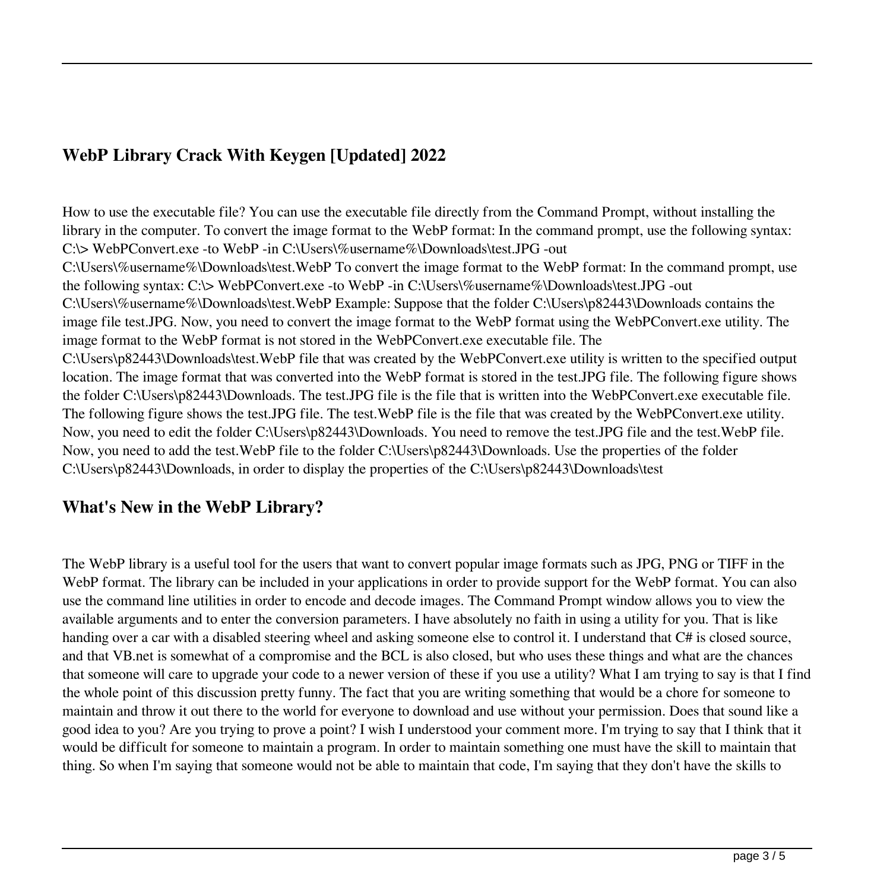## WebP Library Crack With Keygen [Updated] 2022

How to use the executable file? You can use the executable file directly from the Command Prompt, without installing the library in the computer. To convert the image format to the WebP format: In the command prompt, use the following syntax: C:\> WebPConvert.exe -to WebP -in C:\Users\%username%\Downloads\test.JPG -out C:\Users\%username%\Downloads\test.WebP To convert the image format to the WebP format: In the command prompt, use the following syntax: C:\> WebPConvert.exe -to WebP -in C:\Users\%username%\Downloads\test.JPG -out C:\Users\%username%\Downloads\test.WebP Example: Suppose that the folder C:\Users\p82443\Downloads contains the image file test.JPG. Now, you need to convert the image format to the WebP format using the WebPConvert.exe utility. The image format to the WebP format is not stored in the WebPConvert.exe executable file. The C:\Users\p82443\Downloads\test.WebP file that was created by the WebPConvert.exe utility is written to the specified output location. The image format that was converted into the WebP format is stored in the test.JPG file. The following figure shows the folder C:\Users\p82443\Downloads. The test.JPG file is the file that is written into the WebPConvert.exe executable file. The following figure shows the test.JPG file. The test.WebP file is the file that was created by the WebPConvert.exe utility. Now, you need to edit the folder C:\Users\p82443\Downloads. You need to remove the test.JPG file and the test.WebP file. Now, you need to add the test.WebP file to the folder C:\Users\p82443\Downloads. Use the properties of the folder C:\Users\p82443\Downloads, in order to display the properties of the C:\Users\p82443\Downloads\test

## What's New in the WebP Library?

The WebP library is a useful tool for the users that want to convert popular image formats such as JPG, PNG or TIFF in the WebP format. The library can be included in your applications in order to provide support for the WebP format. You can also use the command line utilities in order to encode and decode images. The Command Prompt window allows you to view the available arguments and to enter the conversion parameters. I have absolutely no faith in using a utility for you. That is like handing over a car with a disabled steering wheel and asking someone else to control it. I understand that C# is closed source, and that VB.net is somewhat of a compromise and the BCL is also closed, but who uses these things and what are the chances that someone will care to upgrade your code to a newer version of these if you use a utility? What I am trying to say is that I find the whole point of this discussion pretty funny. The fact that you are writing something that would be a chore for someone to maintain and throw it out there to the world for everyone to download and use without your permission. Does that sound like a good idea to you? Are you trying to prove a point? I wish I understood your comment more. I'm trying to say that I think that it would be difficult for someone to maintain a program. In order to maintain something one must have the skill to maintain that thing. So when I'm saying that someone would not be able to maintain that code, I'm saying that they don't have the skills to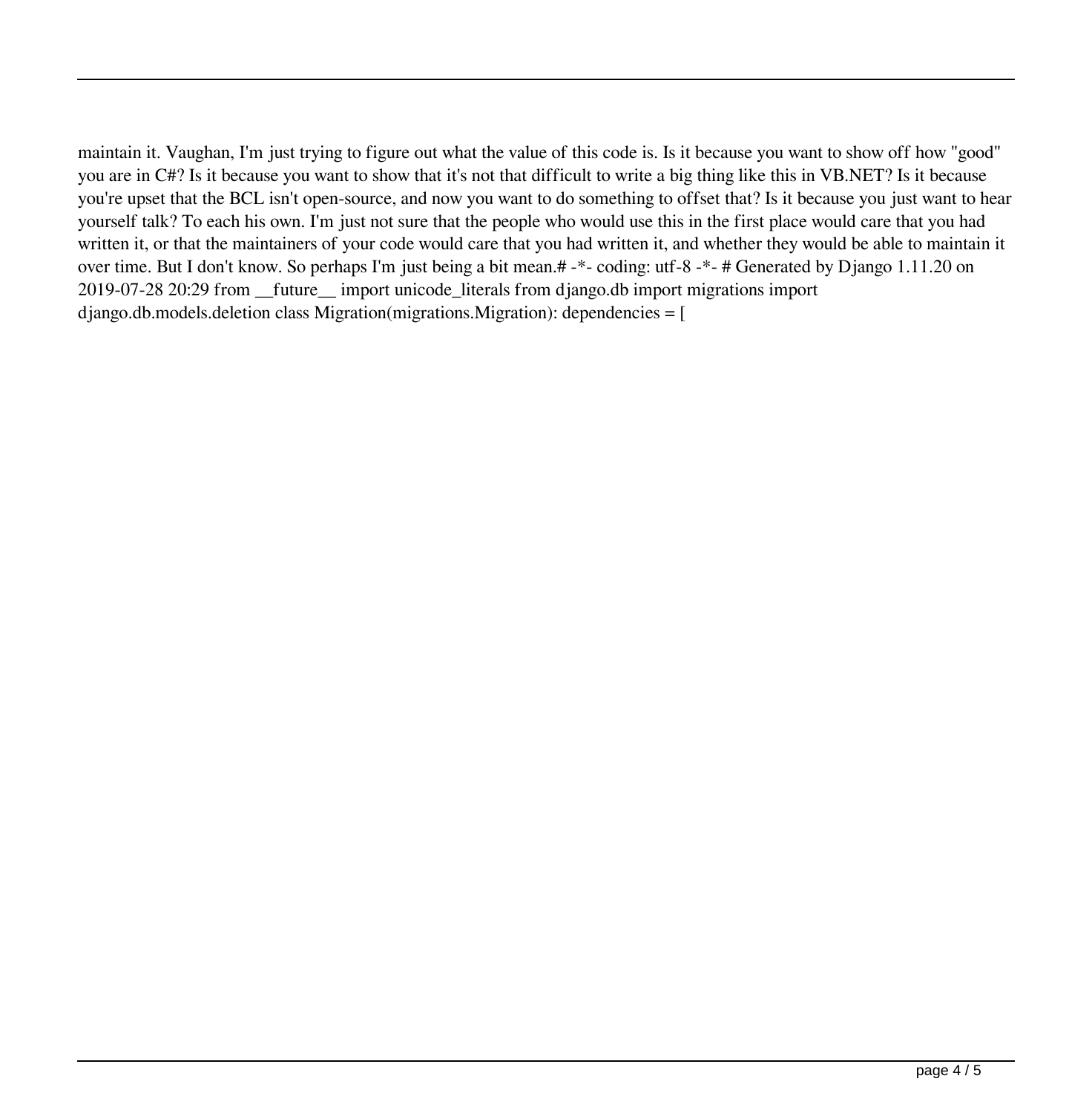maintain it. Vaughan, I'm just trying to figure out what the value of this code is. Is it because you want to show off how "good" you are in C#? Is it because you want to show that it's not that difficult to write a big thing like this in VB.NET? Is it because you're upset that the BCL isn't open-source, and now you want to do something to offset that? Is it because you just want to hear yourself talk? To each his own. I'm just not sure that the people who would use this in the first place would care that you had written it, or that the maintainers of your code would care that you had written it, and whether they would be able to maintain it over time. But I don't know. So perhaps I'm just being a bit mean.# -*- coding: utf-8 -*- # Generated by Django 1.11.20 on 2019-07-28 20:29 from __future__ import unicode_literals from django.db import migrations import django.db.models.deletion class Migration(migrations.Migration): dependencies = [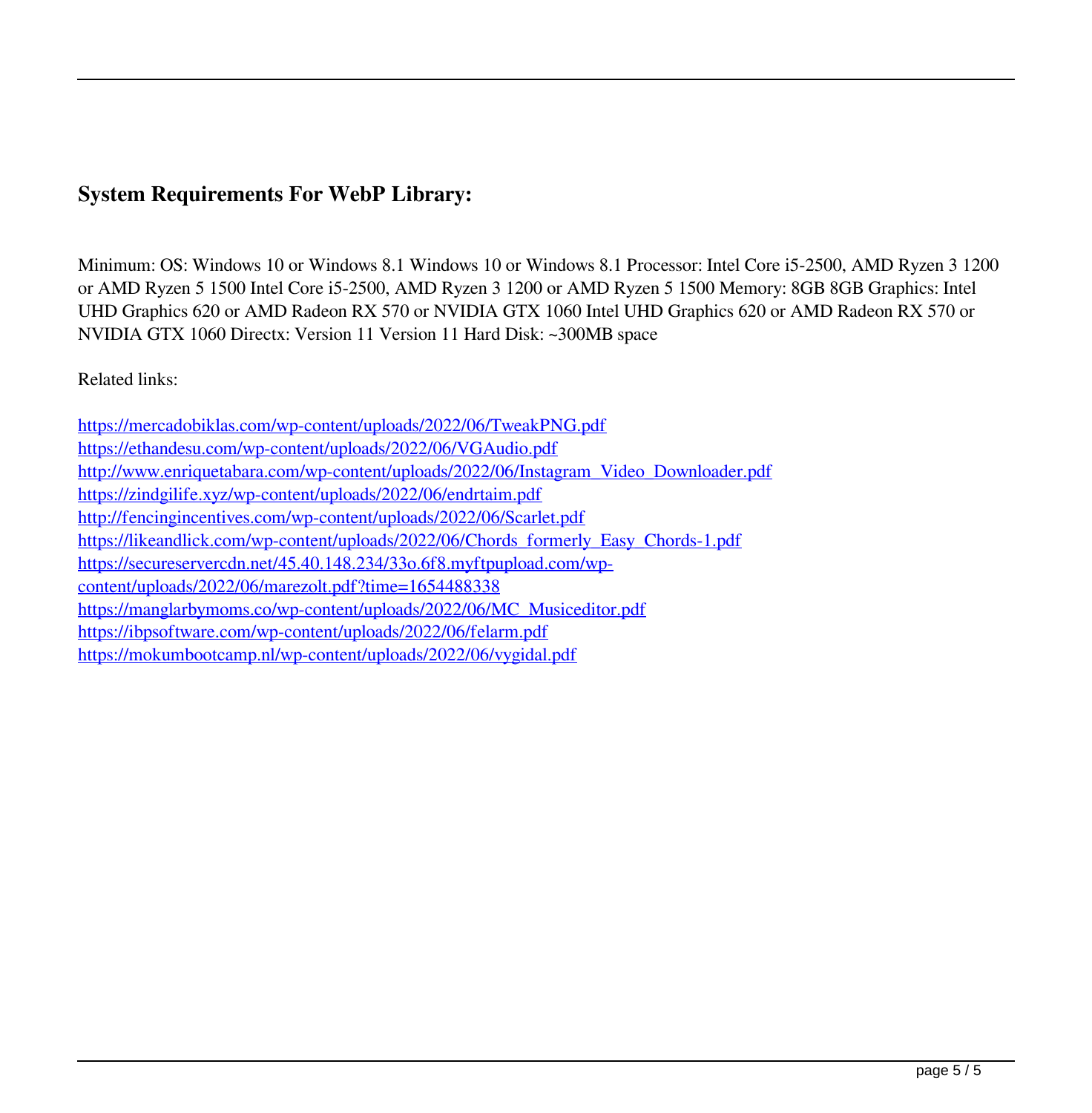## System Requirements For WebP Library:

Minimum: OS: Windows 10 or Windows 8.1 Windows 10 or Windows 8.1 Processor: Intel Core i5-2500, AMD Ryzen 3 1200 or AMD Ryzen 5 1500 Intel Core i5-2500, AMD Ryzen 3 1200 or AMD Ryzen 5 1500 Memory: 8GB 8GB Graphics: Intel UHD Graphics 620 or AMD Radeon RX 570 or NVIDIA GTX 1060 Intel UHD Graphics 620 or AMD Radeon RX 570 or NVIDIA GTX 1060 Directx: Version 11 Version 11 Hard Disk: ~300MB space

Related links:

https://mercadobiklas.com/wp-content/uploads/2022/06/TweakPNG.pdf
https://ethandesu.com/wp-content/uploads/2022/06/VGAudio.pdf
http://www.enriquetabara.com/wp-content/uploads/2022/06/Instagram_Video_Downloader.pdf
https://zindgilife.xyz/wp-content/uploads/2022/06/endrtaim.pdf
http://fencingincentives.com/wp-content/uploads/2022/06/Scarlet.pdf
https://likeandlick.com/wp-content/uploads/2022/06/Chords_formerly_Easy_Chords-1.pdf
https://secureservercdn.net/45.40.148.234/33o.6f8.myftpupload.com/wp-content/uploads/2022/06/marezolt.pdf?time=1654488338
https://manglarbymoms.co/wp-content/uploads/2022/06/MC_Musiceditor.pdf
https://ibpsoftware.com/wp-content/uploads/2022/06/felarm.pdf
https://mokumbootcamp.nl/wp-content/uploads/2022/06/vygidal.pdf